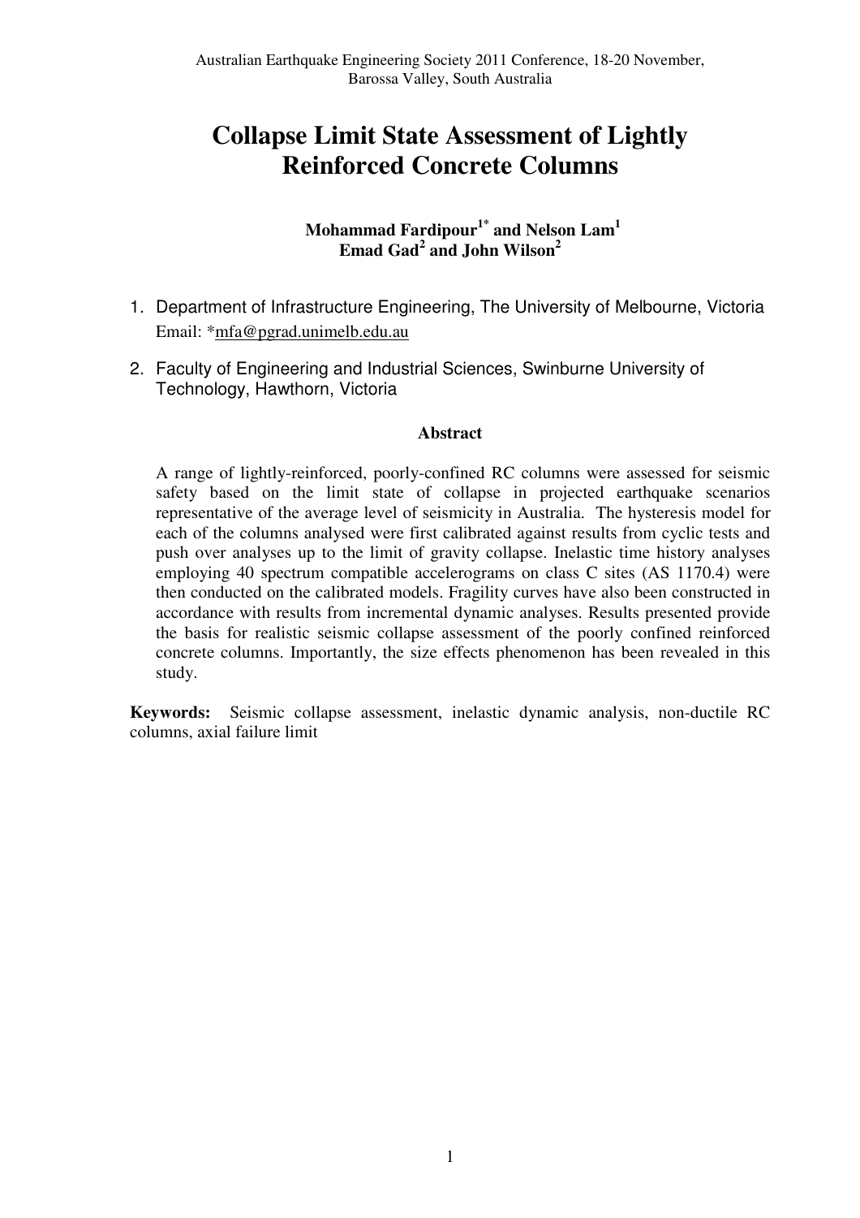# Collapse Limit State Assessment of Lightly Reinforced Concrete Columns

**Mohammad Fardipour[1*] and Nelson Lam[1]**
**Emad Gad[2] and John Wilson[2]**

1. Department of Infrastructure Engineering, The University of Melbourne, Victoria
   Email: *mfa@pgrad.unimelb.edu.au
2. Faculty of Engineering and Industrial Sciences, Swinburne University of Technology, Hawthorn, Victoria

## Abstract

A range of lightly-reinforced, poorly-confined RC columns were assessed for seismic safety based on the limit state of collapse in projected earthquake scenarios representative of the average level of seismicity in Australia. The hysteresis model for each of the columns analysed were first calibrated against results from cyclic tests and push over analyses up to the limit of gravity collapse. Inelastic time history analyses employing 40 spectrum compatible accelerograms on class C sites (AS 1170.4) were then conducted on the calibrated models. Fragility curves have also been constructed in accordance with results from incremental dynamic analyses. Results presented provide the basis for realistic seismic collapse assessment of the poorly confined reinforced concrete columns. Importantly, the size effects phenomenon has been revealed in this study.

**Keywords:** Seismic collapse assessment, inelastic dynamic analysis, non-ductile RC columns, axial failure limit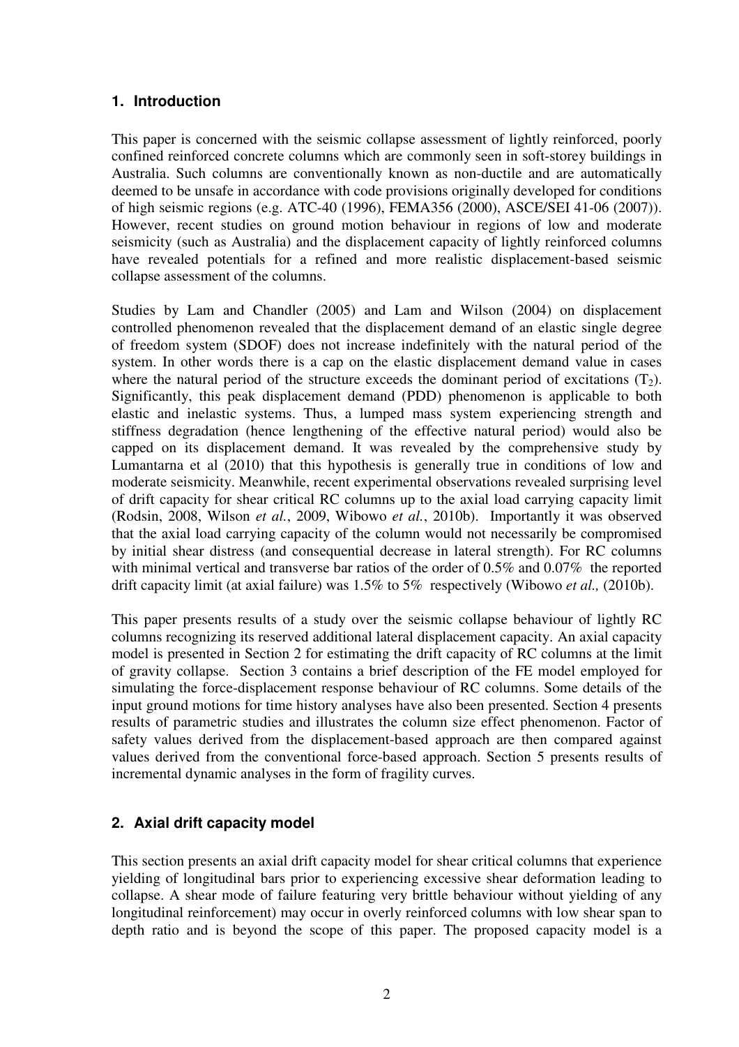## 1. Introduction

This paper is concerned with the seismic collapse assessment of lightly reinforced, poorly confined reinforced concrete columns which are commonly seen in soft-storey buildings in Australia. Such columns are conventionally known as non-ductile and are automatically deemed to be unsafe in accordance with code provisions originally developed for conditions of high seismic regions (e.g. ATC-40 (1996), FEMA356 (2000), ASCE/SEI 41-06 (2007)). However, recent studies on ground motion behaviour in regions of low and moderate seismicity (such as Australia) and the displacement capacity of lightly reinforced columns have revealed potentials for a refined and more realistic displacement-based seismic collapse assessment of the columns.

Studies by Lam and Chandler (2005) and Lam and Wilson (2004) on displacement controlled phenomenon revealed that the displacement demand of an elastic single degree of freedom system (SDOF) does not increase indefinitely with the natural period of the system. In other words there is a cap on the elastic displacement demand value in cases where the natural period of the structure exceeds the dominant period of excitations ($T_2$). Significantly, this peak displacement demand (PDD) phenomenon is applicable to both elastic and inelastic systems. Thus, a lumped mass system experiencing strength and stiffness degradation (hence lengthening of the effective natural period) would also be capped on its displacement demand. It was revealed by the comprehensive study by Lumantarna et al (2010) that this hypothesis is generally true in conditions of low and moderate seismicity. Meanwhile, recent experimental observations revealed surprising level of drift capacity for shear critical RC columns up to the axial load carrying capacity limit (Rodsin, 2008, Wilson *et al.*, 2009, Wibowo *et al.*, 2010b). Importantly it was observed that the axial load carrying capacity of the column would not necessarily be compromised by initial shear distress (and consequential decrease in lateral strength). For RC columns with minimal vertical and transverse bar ratios of the order of 0.5% and 0.07% the reported drift capacity limit (at axial failure) was 1.5% to 5% respectively (Wibowo *et al.,* (2010b).

This paper presents results of a study over the seismic collapse behaviour of lightly RC columns recognizing its reserved additional lateral displacement capacity. An axial capacity model is presented in Section 2 for estimating the drift capacity of RC columns at the limit of gravity collapse. Section 3 contains a brief description of the FE model employed for simulating the force-displacement response behaviour of RC columns. Some details of the input ground motions for time history analyses have also been presented. Section 4 presents results of parametric studies and illustrates the column size effect phenomenon. Factor of safety values derived from the displacement-based approach are then compared against values derived from the conventional force-based approach. Section 5 presents results of incremental dynamic analyses in the form of fragility curves.

## 2. Axial drift capacity model

This section presents an axial drift capacity model for shear critical columns that experience yielding of longitudinal bars prior to experiencing excessive shear deformation leading to collapse. A shear mode of failure featuring very brittle behaviour without yielding of any longitudinal reinforcement) may occur in overly reinforced columns with low shear span to depth ratio and is beyond the scope of this paper. The proposed capacity model is a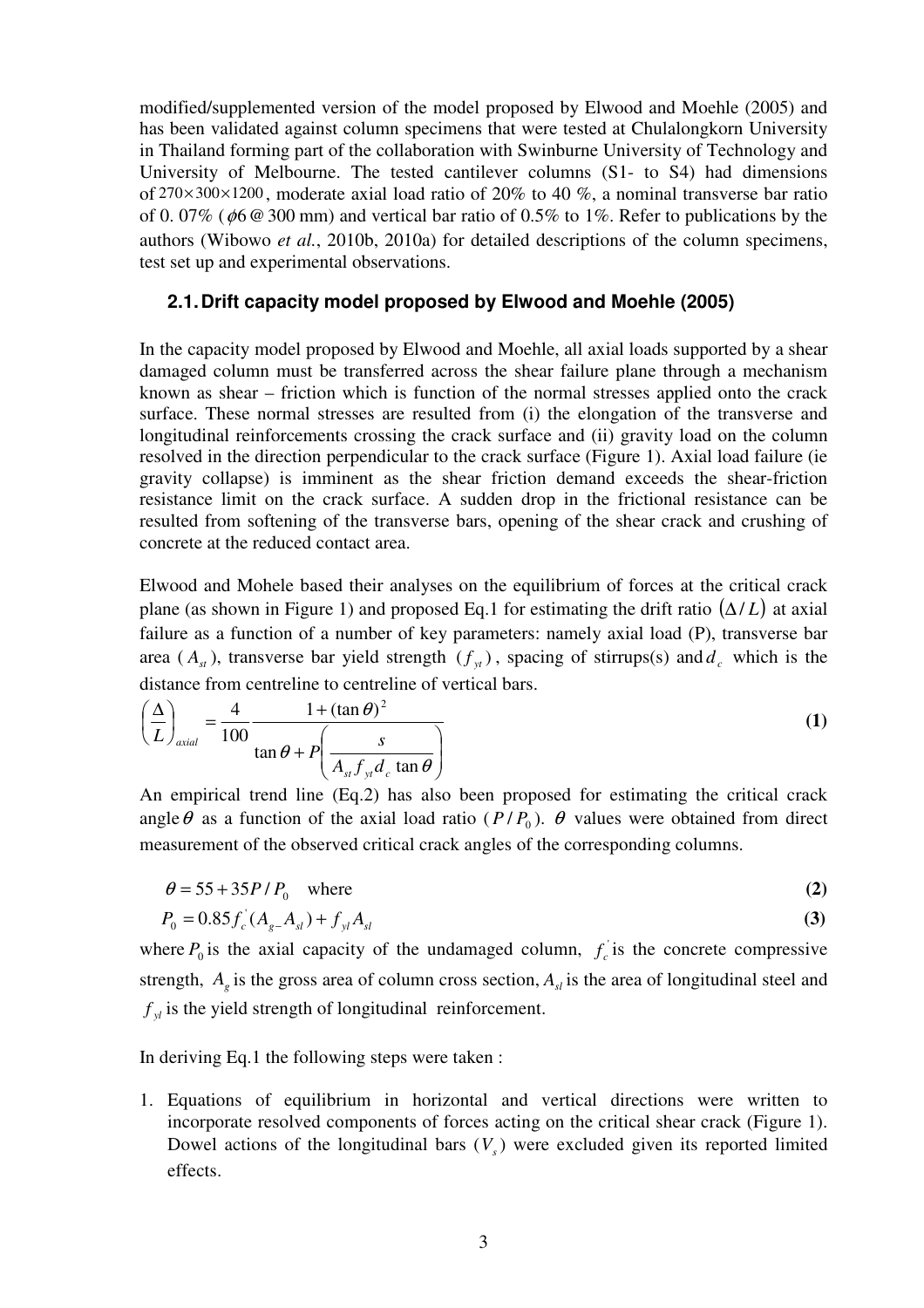modified/supplemented version of the model proposed by Elwood and Moehle (2005) and has been validated against column specimens that were tested at Chulalongkorn University in Thailand forming part of the collaboration with Swinburne University of Technology and University of Melbourne. The tested cantilever columns (S1- to S4) had dimensions of $270 \times 300 \times 1200$, moderate axial load ratio of 20% to 40 %, a nominal transverse bar ratio of 0. 07% ($\phi 6$ @ 300 mm) and vertical bar ratio of 0.5% to 1%. Refer to publications by the authors (Wibowo *et al.*, 2010b, 2010a) for detailed descriptions of the column specimens, test set up and experimental observations.

## 2.1. Drift capacity model proposed by Elwood and Moehle (2005)

In the capacity model proposed by Elwood and Moehle, all axial loads supported by a shear damaged column must be transferred across the shear failure plane through a mechanism known as shear – friction which is function of the normal stresses applied onto the crack surface. These normal stresses are resulted from (i) the elongation of the transverse and longitudinal reinforcements crossing the crack surface and (ii) gravity load on the column resolved in the direction perpendicular to the crack surface (Figure 1). Axial load failure (ie gravity collapse) is imminent as the shear friction demand exceeds the shear-friction resistance limit on the crack surface. A sudden drop in the frictional resistance can be resulted from softening of the transverse bars, opening of the shear crack and crushing of concrete at the reduced contact area.

Elwood and Mohele based their analyses on the equilibrium of forces at the critical crack plane (as shown in Figure 1) and proposed Eq.1 for estimating the drift ratio $(\Delta / L)$ at axial failure as a function of a number of key parameters: namely axial load (P), transverse bar area ($A_{st}$), transverse bar yield strength ($f_{yt}$), spacing of stirrups(s) and $d_c$ which is the distance from centreline to centreline of vertical bars.

$$\left(\frac{\Delta}{L}\right)_{axial} = \frac{4}{100} \frac{1 + (\tan\theta)^2}{\tan\theta + P\left(\frac{s}{A_{st} f_{yt} d_c \tan\theta}\right)} \tag{1}$$

An empirical trend line (Eq.2) has also been proposed for estimating the critical crack angle $\theta$ as a function of the axial load ratio ($P / P_0$). $\theta$ values were obtained from direct measurement of the observed critical crack angles of the corresponding columns.

$$\theta = 55 + 35P / P_0 \quad \text{where} \tag{2}$$

$$P_0 = 0.85 f_c^{'} (A_g - A_{sl}) + f_{yl} A_{sl} \tag{3}$$

where $P_0$ is the axial capacity of the undamaged column, $f_c^{'}$ is the concrete compressive strength, $A_g$ is the gross area of column cross section, $A_{sl}$ is the area of longitudinal steel and $f_{yl}$ is the yield strength of longitudinal reinforcement.

In deriving Eq.1 the following steps were taken :

1. Equations of equilibrium in horizontal and vertical directions were written to incorporate resolved components of forces acting on the critical shear crack (Figure 1). Dowel actions of the longitudinal bars ($V_s$) were excluded given its reported limited effects.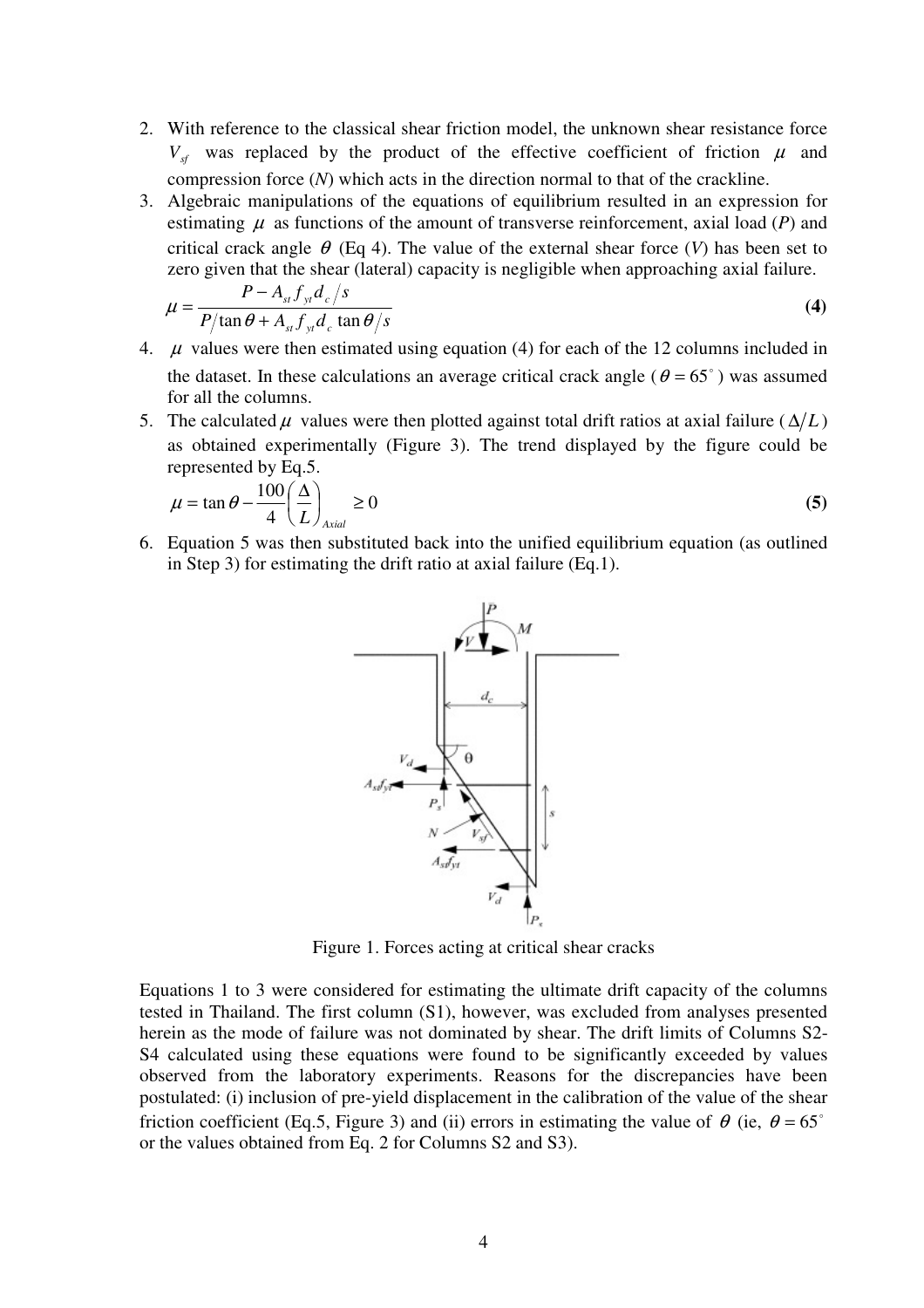2. With reference to the classical shear friction model, the unknown shear resistance force $V_{sf}$ was replaced by the product of the effective coefficient of friction $\mu$ and compression force ($N$) which acts in the direction normal to that of the crackline.
3. Algebraic manipulations of the equations of equilibrium resulted in an expression for estimating $\mu$ as functions of the amount of transverse reinforcement, axial load ($P$) and critical crack angle $\theta$ (Eq 4). The value of the external shear force ($V$) has been set to zero given that the shear (lateral) capacity is negligible when approaching axial failure.

$$\mu = \frac{P - A_{st} f_{yt} d_c / s}{P/\tan\theta + A_{st} f_{yt} d_c \tan\theta / s} \quad \textbf{(4)}$$

4. $\mu$ values were then estimated using equation (4) for each of the 12 columns included in the dataset. In these calculations an average critical crack angle ($\theta = 65^{\circ}$) was assumed for all the columns.
5. The calculated $\mu$ values were then plotted against total drift ratios at axial failure ($\Delta/L$) as obtained experimentally (Figure 3). The trend displayed by the figure could be represented by Eq.5.

$$\mu = \tan\theta - \frac{100}{4}\left(\frac{\Delta}{L}\right)_{Axial} \geq 0 \quad \textbf{(5)}$$

6. Equation 5 was then substituted back into the unified equilibrium equation (as outlined in Step 3) for estimating the drift ratio at axial failure (Eq.1).

Figure 1. Forces acting at critical shear cracks

Equations 1 to 3 were considered for estimating the ultimate drift capacity of the columns tested in Thailand. The first column (S1), however, was excluded from analyses presented herein as the mode of failure was not dominated by shear. The drift limits of Columns S2-S4 calculated using these equations were found to be significantly exceeded by values observed from the laboratory experiments. Reasons for the discrepancies have been postulated: (i) inclusion of pre-yield displacement in the calibration of the value of the shear friction coefficient (Eq.5, Figure 3) and (ii) errors in estimating the value of $\theta$ (ie, $\theta = 65^{\circ}$ or the values obtained from Eq. 2 for Columns S2 and S3).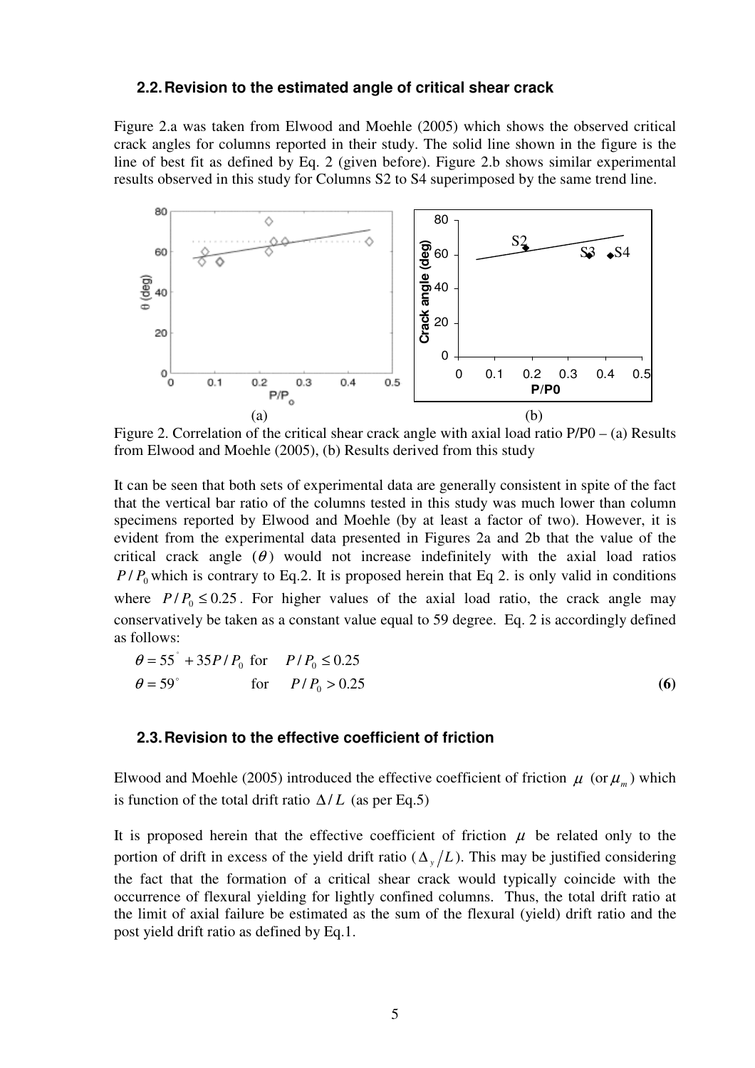### 2.2. Revision to the estimated angle of critical shear crack

Figure 2.a was taken from Elwood and Moehle (2005) which shows the observed critical crack angles for columns reported in their study. The solid line shown in the figure is the line of best fit as defined by Eq. 2 (given before). Figure 2.b shows similar experimental results observed in this study for Columns S2 to S4 superimposed by the same trend line.

(a) (b)

Figure 2. Correlation of the critical shear crack angle with axial load ratio P/P0 – (a) Results from Elwood and Moehle (2005), (b) Results derived from this study

It can be seen that both sets of experimental data are generally consistent in spite of the fact that the vertical bar ratio of the columns tested in this study was much lower than column specimens reported by Elwood and Moehle (by at least a factor of two). However, it is evident from the experimental data presented in Figures 2a and 2b that the value of the critical crack angle ($\theta$) would not increase indefinitely with the axial load ratios $P/P_0$ which is contrary to Eq.2. It is proposed herein that Eq 2. is only valid in conditions where $P/P_0 \leq 0.25$. For higher values of the axial load ratio, the crack angle may conservatively be taken as a constant value equal to 59 degree. Eq. 2 is accordingly defined as follows:

$$\theta = 55^{\circ} + 35P/P_0 \quad \text{for} \quad P/P_0 \leq 0.25$$
$$\theta = 59^{\circ} \quad \text{for} \quad P/P_0 > 0.25 \qquad \textbf{(6)}$$

### 2.3. Revision to the effective coefficient of friction

Elwood and Moehle (2005) introduced the effective coefficient of friction $\mu$ (or $\mu_m$) which is function of the total drift ratio $\Delta/L$ (as per Eq.5)

It is proposed herein that the effective coefficient of friction $\mu$ be related only to the portion of drift in excess of the yield drift ratio ($\Delta_y/L$). This may be justified considering the fact that the formation of a critical shear crack would typically coincide with the occurrence of flexural yielding for lightly confined columns. Thus, the total drift ratio at the limit of axial failure be estimated as the sum of the flexural (yield) drift ratio and the post yield drift ratio as defined by Eq.1.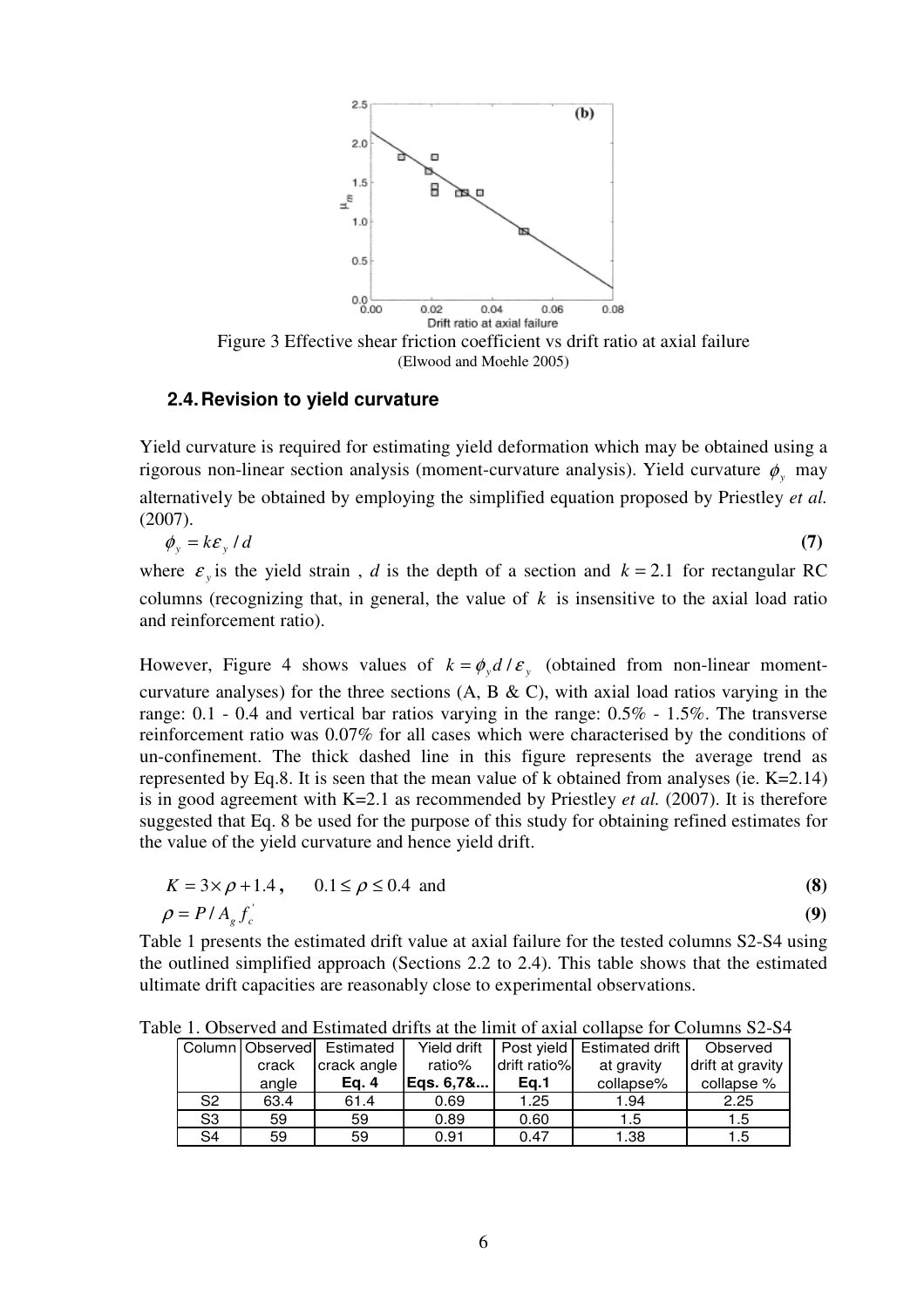Figure 3 Effective shear friction coefficient vs drift ratio at axial failure
(Elwood and Moehle 2005)

### 2.4. Revision to yield curvature

Yield curvature is required for estimating yield deformation which may be obtained using a rigorous non-linear section analysis (moment-curvature analysis). Yield curvature $\phi_y$ may alternatively be obtained by employing the simplified equation proposed by Priestley *et al.* (2007).

$$\phi_y = k\varepsilon_y / d \tag{7}$$

where $\varepsilon_y$ is the yield strain , $d$ is the depth of a section and $k = 2.1$ for rectangular RC columns (recognizing that, in general, the value of $k$ is insensitive to the axial load ratio and reinforcement ratio).

However, Figure 4 shows values of $k = \phi_y d / \varepsilon_y$ (obtained from non-linear moment-curvature analyses) for the three sections (A, B & C), with axial load ratios varying in the range: 0.1 - 0.4 and vertical bar ratios varying in the range: 0.5% - 1.5%. The transverse reinforcement ratio was 0.07% for all cases which were characterised by the conditions of un-confinement. The thick dashed line in this figure represents the average trend as represented by Eq.8. It is seen that the mean value of k obtained from analyses (ie. K=2.14) is in good agreement with K=2.1 as recommended by Priestley *et al.* (2007). It is therefore suggested that Eq. 8 be used for the purpose of this study for obtaining refined estimates for the value of the yield curvature and hence yield drift.

$$K = 3 \times \rho + 1.4, \quad 0.1 \le \rho \le 0.4 \text{ and} \tag{8}$$

$$\rho = P / A_g f_c^{'} \tag{9}$$

Table 1 presents the estimated drift value at axial failure for the tested columns S2-S4 using the outlined simplified approach (Sections 2.2 to 2.4). This table shows that the estimated ultimate drift capacities are reasonably close to experimental observations.

Table 1. Observed and Estimated drifts at the limit of axial collapse for Columns S2-S4

| Column | Observed crack angle | Estimated crack angle **Eq. 4** | Yield drift ratio% **Eqs. 6,7&...** | Post yield drift ratio% **Eq.1** | Estimated drift at gravity collapse% | Observed drift at gravity collapse % |
|---|---|---|---|---|---|---|
| S2 | 63.4 | 61.4 | 0.69 | 1.25 | 1.94 | 2.25 |
| S3 | 59 | 59 | 0.89 | 0.60 | 1.5 | 1.5 |
| S4 | 59 | 59 | 0.91 | 0.47 | 1.38 | 1.5 |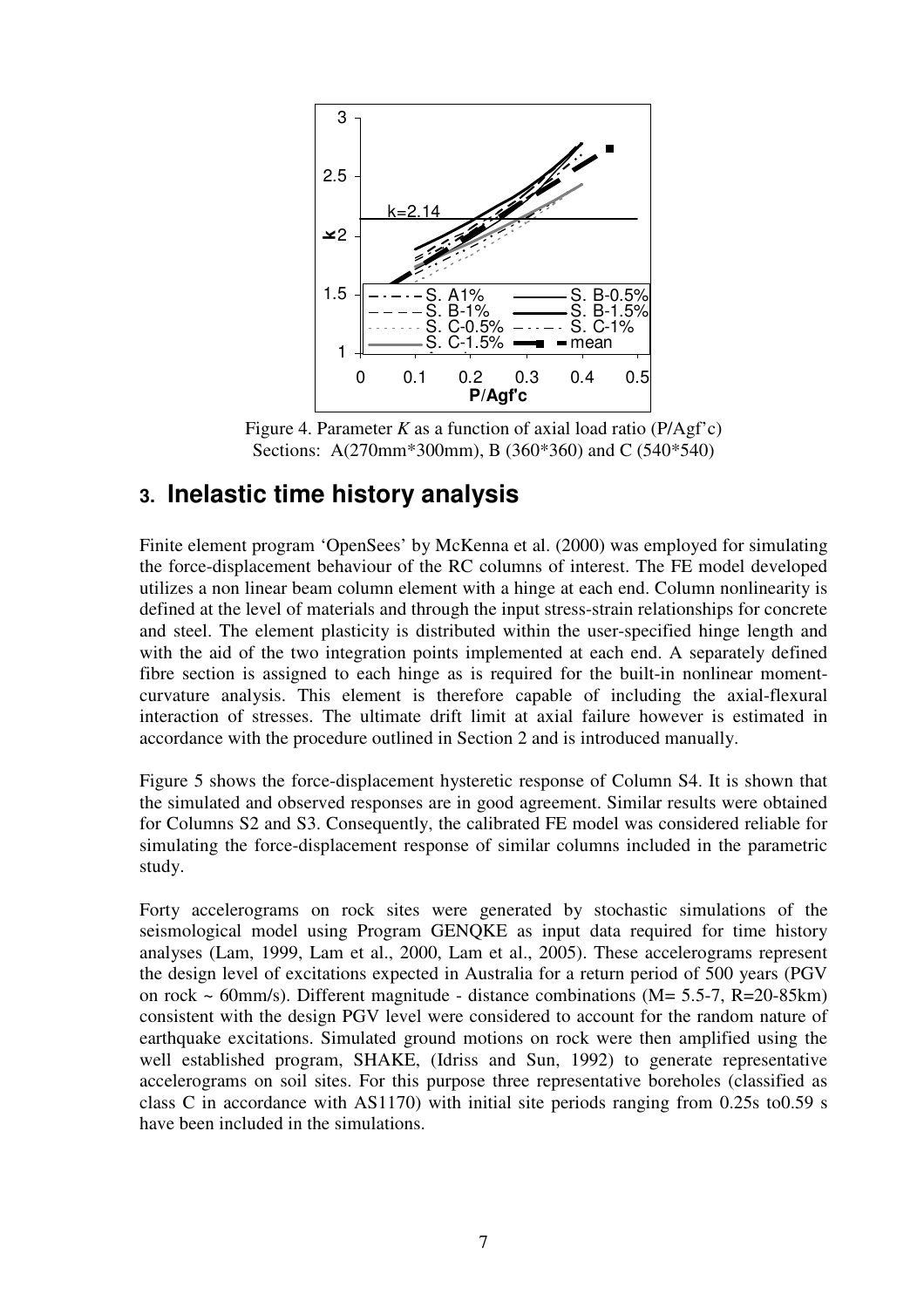Figure 4. Parameter $K$ as a function of axial load ratio (P/Agf'c) Sections: A(270mm*300mm), B (360*360) and C (540*540)

## 3. Inelastic time history analysis

Finite element program 'OpenSees' by McKenna et al. (2000) was employed for simulating the force-displacement behaviour of the RC columns of interest. The FE model developed utilizes a non linear beam column element with a hinge at each end. Column nonlinearity is defined at the level of materials and through the input stress-strain relationships for concrete and steel. The element plasticity is distributed within the user-specified hinge length and with the aid of the two integration points implemented at each end. A separately defined fibre section is assigned to each hinge as is required for the built-in nonlinear moment-curvature analysis. This element is therefore capable of including the axial-flexural interaction of stresses. The ultimate drift limit at axial failure however is estimated in accordance with the procedure outlined in Section 2 and is introduced manually.

Figure 5 shows the force-displacement hysteretic response of Column S4. It is shown that the simulated and observed responses are in good agreement. Similar results were obtained for Columns S2 and S3. Consequently, the calibrated FE model was considered reliable for simulating the force-displacement response of similar columns included in the parametric study.

Forty accelerograms on rock sites were generated by stochastic simulations of the seismological model using Program GENQKE as input data required for time history analyses (Lam, 1999, Lam et al., 2000, Lam et al., 2005). These accelerograms represent the design level of excitations expected in Australia for a return period of 500 years (PGV on rock ~ 60mm/s). Different magnitude - distance combinations (M= 5.5-7, R=20-85km) consistent with the design PGV level were considered to account for the random nature of earthquake excitations. Simulated ground motions on rock were then amplified using the well established program, SHAKE, (Idriss and Sun, 1992) to generate representative accelerograms on soil sites. For this purpose three representative boreholes (classified as class C in accordance with AS1170) with initial site periods ranging from 0.25s to0.59 s have been included in the simulations.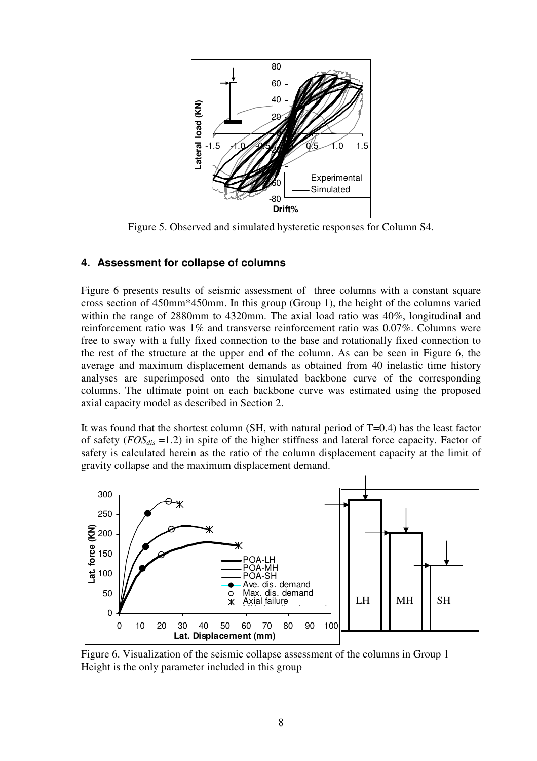Figure 5. Observed and simulated hysteretic responses for Column S4.

## 4. Assessment for collapse of columns

Figure 6 presents results of seismic assessment of three columns with a constant square cross section of 450mm*450mm. In this group (Group 1), the height of the columns varied within the range of 2880mm to 4320mm. The axial load ratio was 40%, longitudinal and reinforcement ratio was 1% and transverse reinforcement ratio was 0.07%. Columns were free to sway with a fully fixed connection to the base and rotationally fixed connection to the rest of the structure at the upper end of the column. As can be seen in Figure 6, the average and maximum displacement demands as obtained from 40 inelastic time history analyses are superimposed onto the simulated backbone curve of the corresponding columns. The ultimate point on each backbone curve was estimated using the proposed axial capacity model as described in Section 2.

It was found that the shortest column (SH, with natural period of T=0.4) has the least factor of safety ($FOS_{dis}$ =1.2) in spite of the higher stiffness and lateral force capacity. Factor of safety is calculated herein as the ratio of the column displacement capacity at the limit of gravity collapse and the maximum displacement demand.

Figure 6. Visualization of the seismic collapse assessment of the columns in Group 1
Height is the only parameter included in this group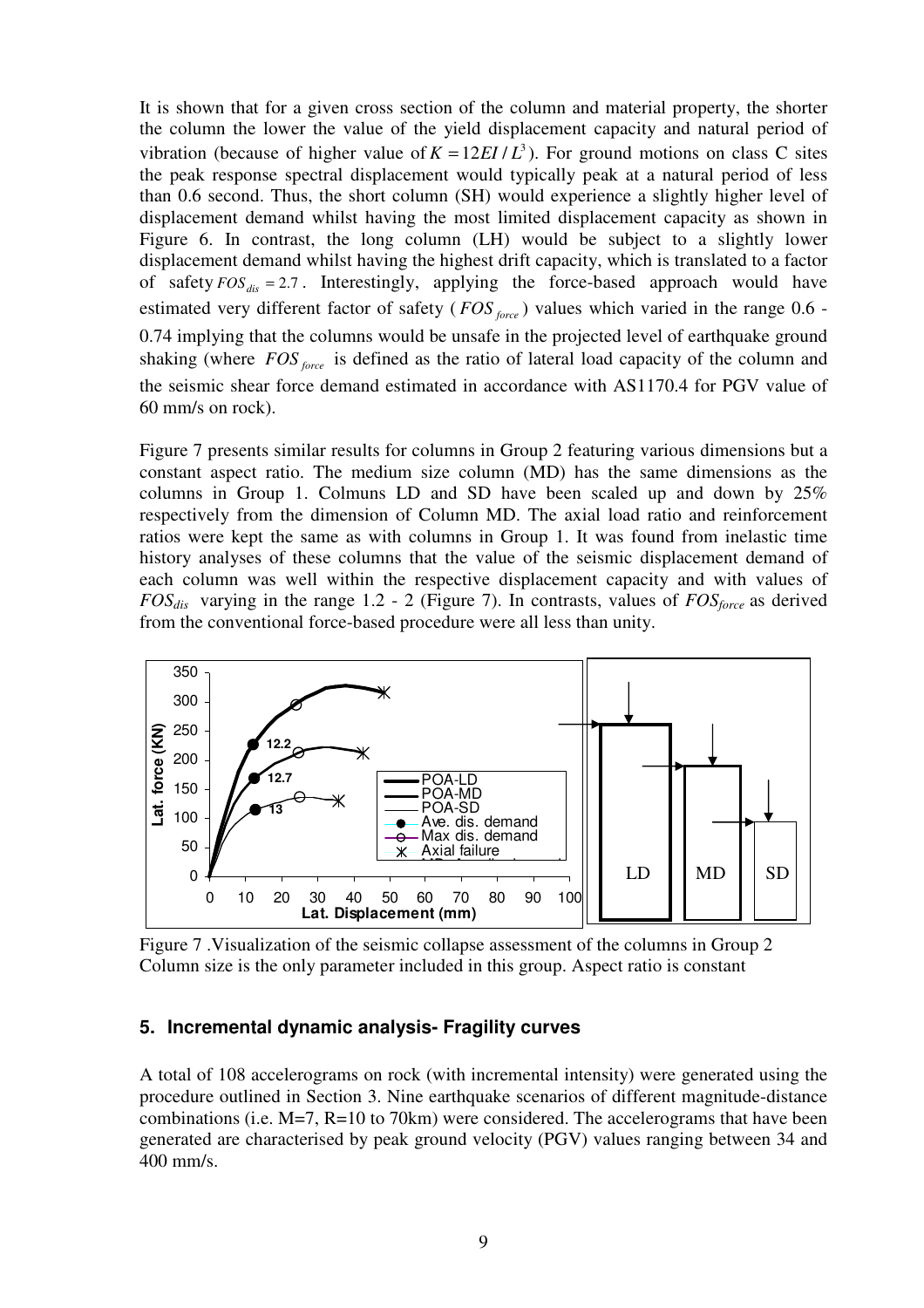It is shown that for a given cross section of the column and material property, the shorter the column the lower the value of the yield displacement capacity and natural period of vibration (because of higher value of $K = 12EI / L^3$). For ground motions on class C sites the peak response spectral displacement would typically peak at a natural period of less than 0.6 second. Thus, the short column (SH) would experience a slightly higher level of displacement demand whilst having the most limited displacement capacity as shown in Figure 6. In contrast, the long column (LH) would be subject to a slightly lower displacement demand whilst having the highest drift capacity, which is translated to a factor of safety $FOS_{dis} = 2.7$. Interestingly, applying the force-based approach would have estimated very different factor of safety ($FOS_{force}$) values which varied in the range 0.6 - 0.74 implying that the columns would be unsafe in the projected level of earthquake ground shaking (where $FOS_{force}$ is defined as the ratio of lateral load capacity of the column and the seismic shear force demand estimated in accordance with AS1170.4 for PGV value of 60 mm/s on rock).

Figure 7 presents similar results for columns in Group 2 featuring various dimensions but a constant aspect ratio. The medium size column (MD) has the same dimensions as the columns in Group 1. Colmuns LD and SD have been scaled up and down by 25% respectively from the dimension of Column MD. The axial load ratio and reinforcement ratios were kept the same as with columns in Group 1. It was found from inelastic time history analyses of these columns that the value of the seismic displacement demand of each column was well within the respective displacement capacity and with values of $FOS_{dis}$ varying in the range 1.2 - 2 (Figure 7). In contrasts, values of $FOS_{force}$ as derived from the conventional force-based procedure were all less than unity.

Figure 7 .Visualization of the seismic collapse assessment of the columns in Group 2 Column size is the only parameter included in this group. Aspect ratio is constant

## 5. Incremental dynamic analysis- Fragility curves

A total of 108 accelerograms on rock (with incremental intensity) were generated using the procedure outlined in Section 3. Nine earthquake scenarios of different magnitude-distance combinations (i.e. M=7, R=10 to 70km) were considered. The accelerograms that have been generated are characterised by peak ground velocity (PGV) values ranging between 34 and 400 mm/s.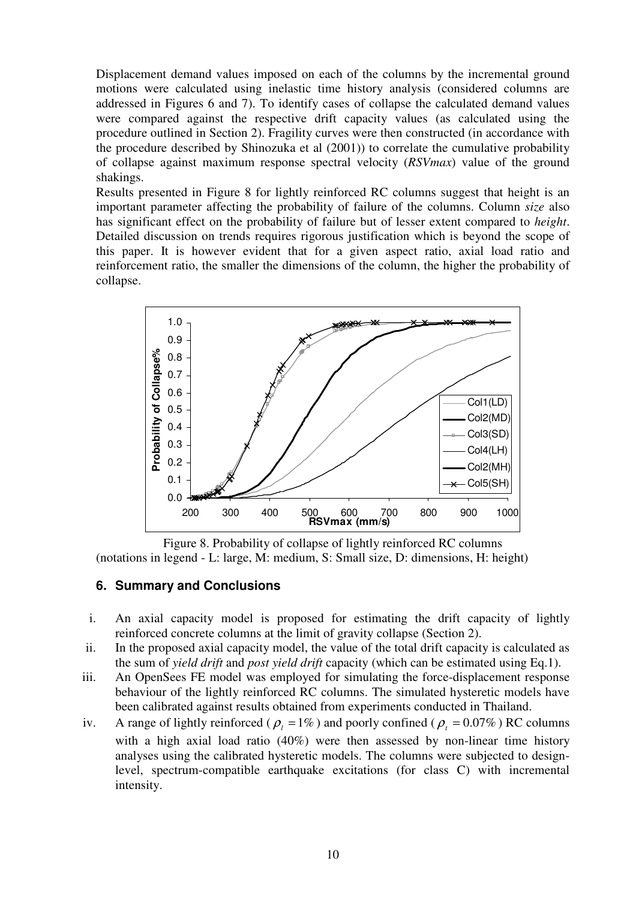Displacement demand values imposed on each of the columns by the incremental ground motions were calculated using inelastic time history analysis (considered columns are addressed in Figures 6 and 7). To identify cases of collapse the calculated demand values were compared against the respective drift capacity values (as calculated using the procedure outlined in Section 2). Fragility curves were then constructed (in accordance with the procedure described by Shinozuka et al (2001)) to correlate the cumulative probability of collapse against maximum response spectral velocity (*RSVmax*) value of the ground shakings.

Results presented in Figure 8 for lightly reinforced RC columns suggest that height is an important parameter affecting the probability of failure of the columns. Column *size* also has significant effect on the probability of failure but of lesser extent compared to *height*. Detailed discussion on trends requires rigorous justification which is beyond the scope of this paper. It is however evident that for a given aspect ratio, axial load ratio and reinforcement ratio, the smaller the dimensions of the column, the higher the probability of collapse.

Figure 8. Probability of collapse of lightly reinforced RC columns (notations in legend - L: large, M: medium, S: Small size, D: dimensions, H: height)

## 6. Summary and Conclusions

i. An axial capacity model is proposed for estimating the drift capacity of lightly reinforced concrete columns at the limit of gravity collapse (Section 2).

ii. In the proposed axial capacity model, the value of the total drift capacity is calculated as the sum of *yield drift* and *post yield drift* capacity (which can be estimated using Eq.1).

iii. An OpenSees FE model was employed for simulating the force-displacement response behaviour of the lightly reinforced RC columns. The simulated hysteretic models have been calibrated against results obtained from experiments conducted in Thailand.

iv. A range of lightly reinforced ($\rho_l = 1\%$) and poorly confined ($\rho_t = 0.07\%$) RC columns with a high axial load ratio (40%) were then assessed by non-linear time history analyses using the calibrated hysteretic models. The columns were subjected to design-level, spectrum-compatible earthquake excitations (for class C) with incremental intensity.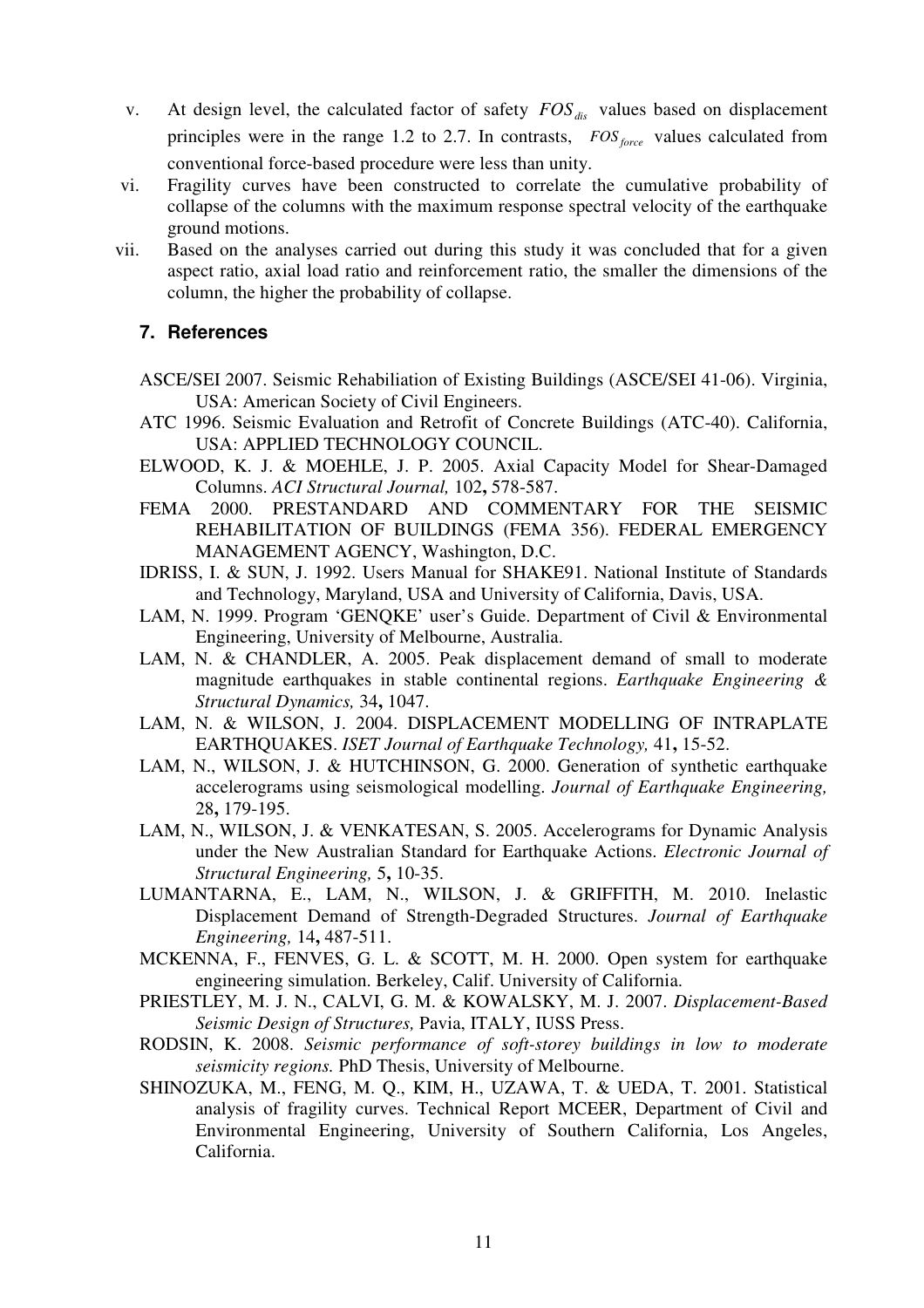v. At design level, the calculated factor of safety $FOS_{dis}$ values based on displacement principles were in the range 1.2 to 2.7. In contrasts, $FOS_{force}$ values calculated from conventional force-based procedure were less than unity.

vi. Fragility curves have been constructed to correlate the cumulative probability of collapse of the columns with the maximum response spectral velocity of the earthquake ground motions.

vii. Based on the analyses carried out during this study it was concluded that for a given aspect ratio, axial load ratio and reinforcement ratio, the smaller the dimensions of the column, the higher the probability of collapse.

## 7. References

ASCE/SEI 2007. Seismic Rehabiliation of Existing Buildings (ASCE/SEI 41-06). Virginia, USA: American Society of Civil Engineers.

ATC 1996. Seismic Evaluation and Retrofit of Concrete Buildings (ATC-40). California, USA: APPLIED TECHNOLOGY COUNCIL.

ELWOOD, K. J. & MOEHLE, J. P. 2005. Axial Capacity Model for Shear-Damaged Columns. *ACI Structural Journal,* 102**,** 578-587.

FEMA 2000. PRESTANDARD AND COMMENTARY FOR THE SEISMIC REHABILITATION OF BUILDINGS (FEMA 356). FEDERAL EMERGENCY MANAGEMENT AGENCY, Washington, D.C.

IDRISS, I. & SUN, J. 1992. Users Manual for SHAKE91. National Institute of Standards and Technology, Maryland, USA and University of California, Davis, USA.

LAM, N. 1999. Program 'GENQKE' user's Guide. Department of Civil & Environmental Engineering, University of Melbourne, Australia.

LAM, N. & CHANDLER, A. 2005. Peak displacement demand of small to moderate magnitude earthquakes in stable continental regions. *Earthquake Engineering & Structural Dynamics,* 34**,** 1047.

LAM, N. & WILSON, J. 2004. DISPLACEMENT MODELLING OF INTRAPLATE EARTHQUAKES. *ISET Journal of Earthquake Technology,* 41**,** 15-52.

LAM, N., WILSON, J. & HUTCHINSON, G. 2000. Generation of synthetic earthquake accelerograms using seismological modelling. *Journal of Earthquake Engineering,* 28**,** 179-195.

LAM, N., WILSON, J. & VENKATESAN, S. 2005. Accelerograms for Dynamic Analysis under the New Australian Standard for Earthquake Actions. *Electronic Journal of Structural Engineering,* 5**,** 10-35.

LUMANTARNA, E., LAM, N., WILSON, J. & GRIFFITH, M. 2010. Inelastic Displacement Demand of Strength-Degraded Structures. *Journal of Earthquake Engineering,* 14**,** 487-511.

MCKENNA, F., FENVES, G. L. & SCOTT, M. H. 2000. Open system for earthquake engineering simulation. Berkeley, Calif. University of California.

PRIESTLEY, M. J. N., CALVI, G. M. & KOWALSKY, M. J. 2007. *Displacement-Based Seismic Design of Structures,* Pavia, ITALY, IUSS Press.

RODSIN, K. 2008. *Seismic performance of soft-storey buildings in low to moderate seismicity regions.* PhD Thesis, University of Melbourne.

SHINOZUKA, M., FENG, M. Q., KIM, H., UZAWA, T. & UEDA, T. 2001. Statistical analysis of fragility curves. Technical Report MCEER, Department of Civil and Environmental Engineering, University of Southern California, Los Angeles, California.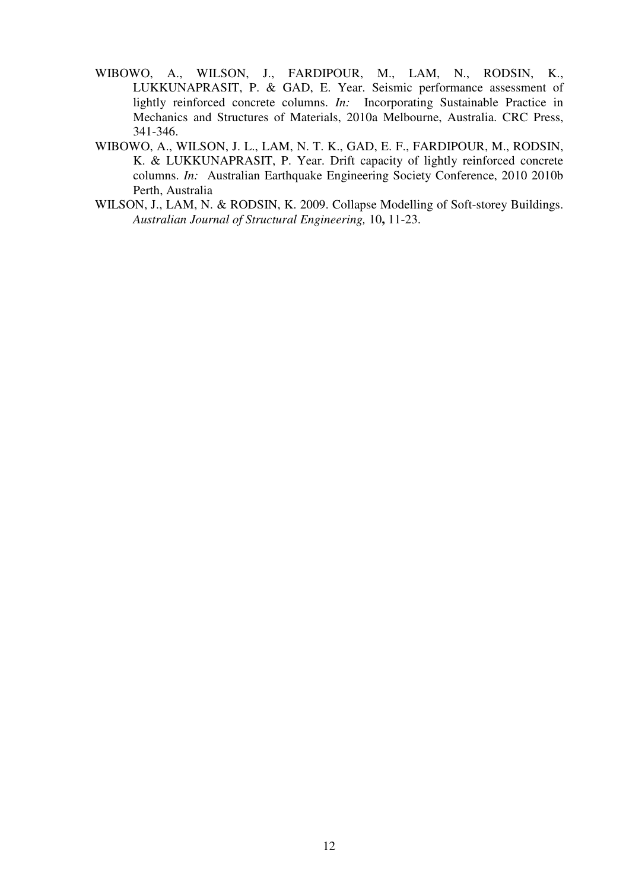WIBOWO, A., WILSON, J., FARDIPOUR, M., LAM, N., RODSIN, K., LUKKUNAPRASIT, P. & GAD, E. Year. Seismic performance assessment of lightly reinforced concrete columns. *In:* Incorporating Sustainable Practice in Mechanics and Structures of Materials, 2010a Melbourne, Australia. CRC Press, 341-346.

WIBOWO, A., WILSON, J. L., LAM, N. T. K., GAD, E. F., FARDIPOUR, M., RODSIN, K. & LUKKUNAPRASIT, P. Year. Drift capacity of lightly reinforced concrete columns. *In:* Australian Earthquake Engineering Society Conference, 2010 2010b Perth, Australia

WILSON, J., LAM, N. & RODSIN, K. 2009. Collapse Modelling of Soft-storey Buildings. *Australian Journal of Structural Engineering,* 10**,** 11-23.